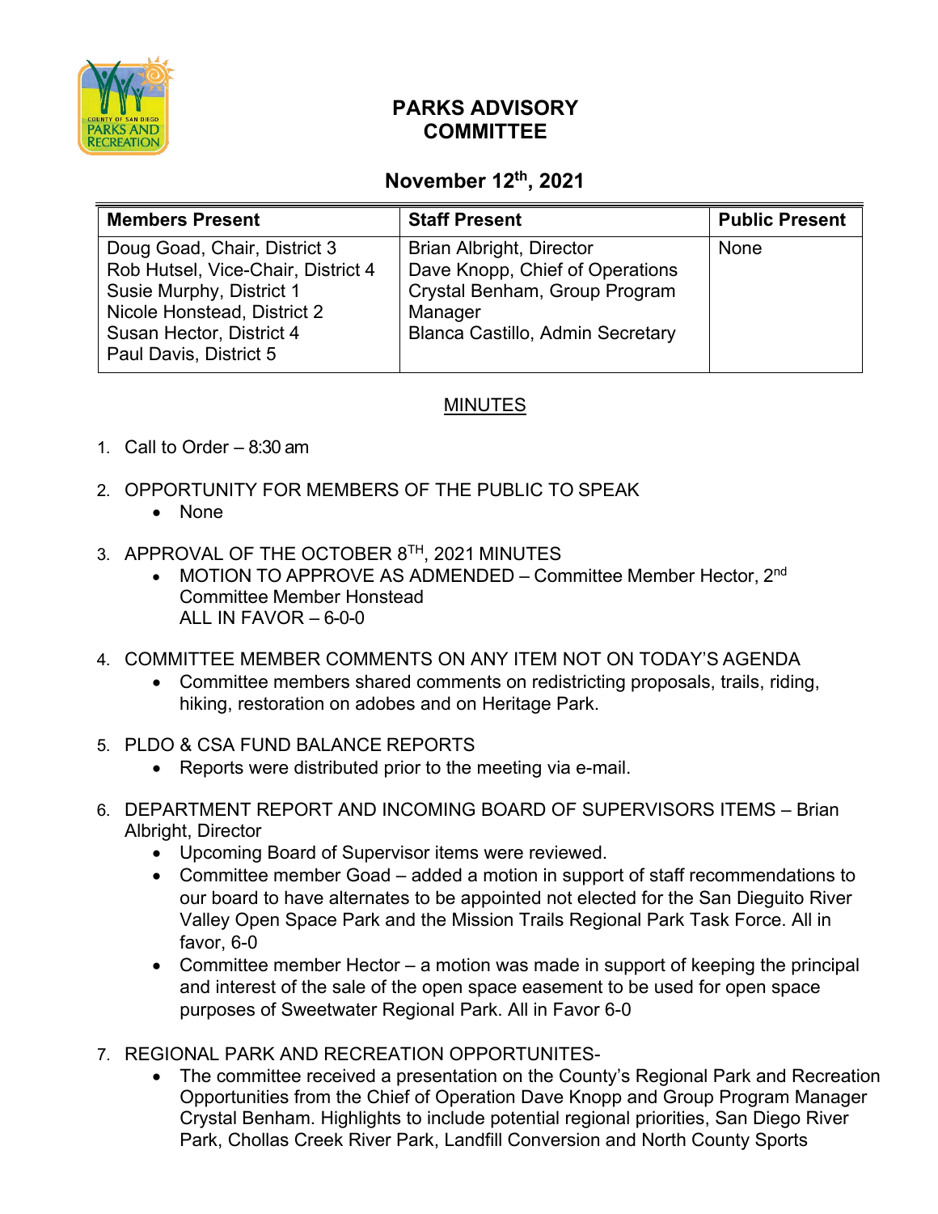# PARKS ADVISORY COMMITTEE

## November 12th, 2021

| Members Present | Staff Present | Public Present |
|---|---|---|
| Doug Goad, Chair, District 3<br>Rob Hutsel, Vice-Chair, District 4<br>Susie Murphy, District 1<br>Nicole Honstead, District 2<br>Susan Hector, District 4<br>Paul Davis, District 5 | Brian Albright, Director<br>Dave Knopp, Chief of Operations<br>Crystal Benham, Group Program Manager<br>Blanca Castillo, Admin Secretary | None |

## MINUTES

1. Call to Order – 8:30 am

2. OPPORTUNITY FOR MEMBERS OF THE PUBLIC TO SPEAK
   - None

3. APPROVAL OF THE OCTOBER 8TH, 2021 MINUTES
   - MOTION TO APPROVE AS ADMENDED – Committee Member Hector, 2nd Committee Member Honstead
     ALL IN FAVOR – 6-0-0

4. COMMITTEE MEMBER COMMENTS ON ANY ITEM NOT ON TODAY'S AGENDA
   - Committee members shared comments on redistricting proposals, trails, riding, hiking, restoration on adobes and on Heritage Park.

5. PLDO & CSA FUND BALANCE REPORTS
   - Reports were distributed prior to the meeting via e-mail.

6. DEPARTMENT REPORT AND INCOMING BOARD OF SUPERVISORS ITEMS – Brian Albright, Director
   - Upcoming Board of Supervisor items were reviewed.
   - Committee member Goad – added a motion in support of staff recommendations to our board to have alternates to be appointed not elected for the San Dieguito River Valley Open Space Park and the Mission Trails Regional Park Task Force. All in favor, 6-0
   - Committee member Hector – a motion was made in support of keeping the principal and interest of the sale of the open space easement to be used for open space purposes of Sweetwater Regional Park. All in Favor 6-0

7. REGIONAL PARK AND RECREATION OPPORTUNITES-
   - The committee received a presentation on the County's Regional Park and Recreation Opportunities from the Chief of Operation Dave Knopp and Group Program Manager Crystal Benham. Highlights to include potential regional priorities, San Diego River Park, Chollas Creek River Park, Landfill Conversion and North County Sports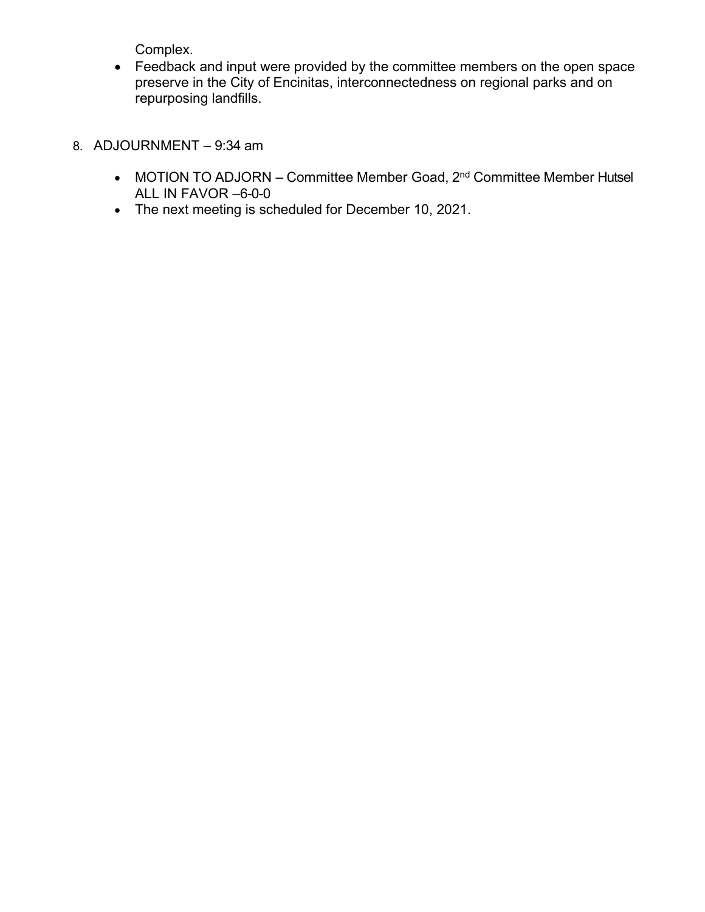Complex.

- Feedback and input were provided by the committee members on the open space preserve in the City of Encinitas, interconnectedness on regional parks and on repurposing landfills.

8. ADJOURNMENT – 9:34 am

- MOTION TO ADJORN – Committee Member Goad, 2nd Committee Member Hutsel ALL IN FAVOR –6-0-0
- The next meeting is scheduled for December 10, 2021.